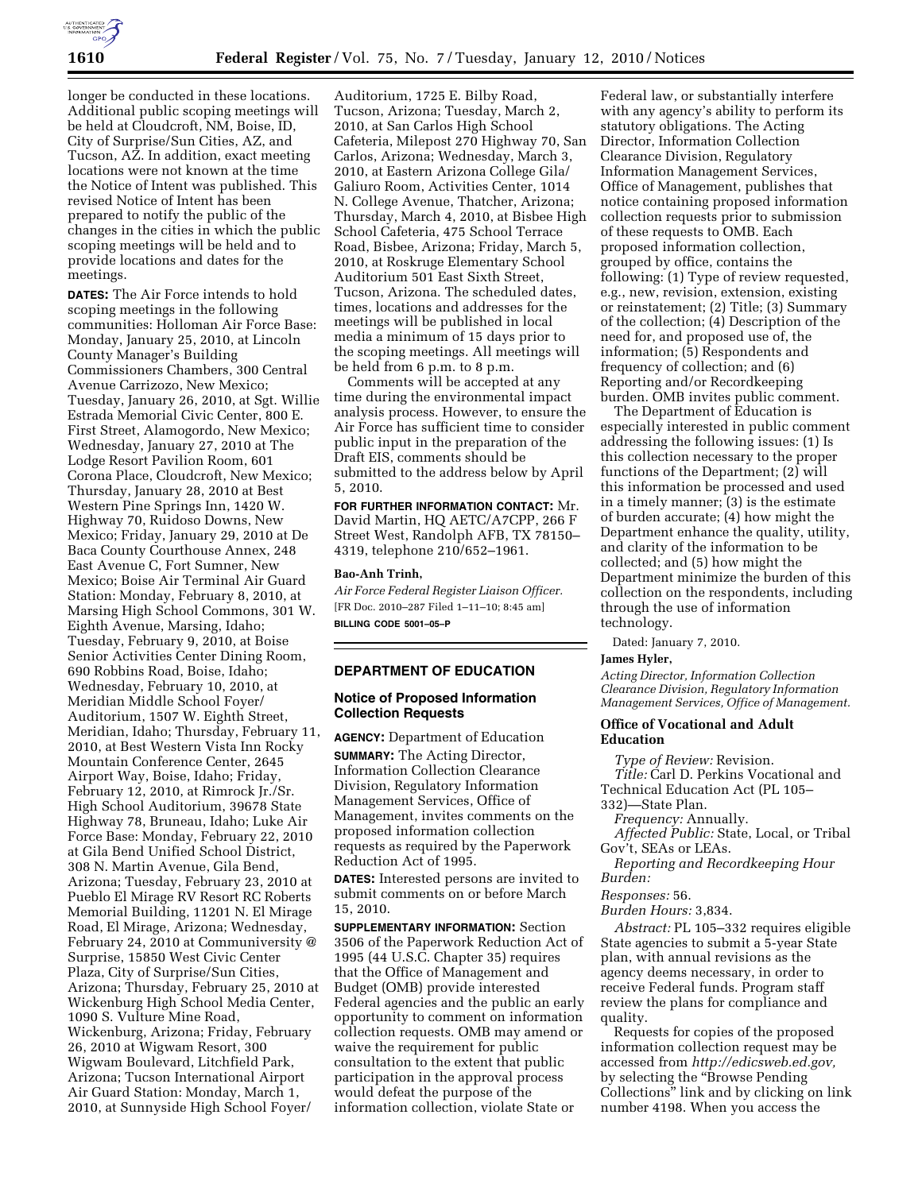longer be conducted in these locations. Additional public scoping meetings will be held at Cloudcroft, NM, Boise, ID, City of Surprise/Sun Cities, AZ, and Tucson, AZ. In addition, exact meeting locations were not known at the time the Notice of Intent was published. This revised Notice of Intent has been prepared to notify the public of the changes in the cities in which the public scoping meetings will be held and to provide locations and dates for the meetings.

**DATES:** The Air Force intends to hold scoping meetings in the following communities: Holloman Air Force Base: Monday, January 25, 2010, at Lincoln County Manager's Building Commissioners Chambers, 300 Central Avenue Carrizozo, New Mexico; Tuesday, January 26, 2010, at Sgt. Willie Estrada Memorial Civic Center, 800 E. First Street, Alamogordo, New Mexico; Wednesday, January 27, 2010 at The Lodge Resort Pavilion Room, 601 Corona Place, Cloudcroft, New Mexico; Thursday, January 28, 2010 at Best Western Pine Springs Inn, 1420 W. Highway 70, Ruidoso Downs, New Mexico; Friday, January 29, 2010 at De Baca County Courthouse Annex, 248 East Avenue C, Fort Sumner, New Mexico; Boise Air Terminal Air Guard Station: Monday, February 8, 2010, at Marsing High School Commons, 301 W. Eighth Avenue, Marsing, Idaho; Tuesday, February 9, 2010, at Boise Senior Activities Center Dining Room, 690 Robbins Road, Boise, Idaho; Wednesday, February 10, 2010, at Meridian Middle School Foyer/Auditorium, 1507 W. Eighth Street, Meridian, Idaho; Thursday, February 11, 2010, at Best Western Vista Inn Rocky Mountain Conference Center, 2645 Airport Way, Boise, Idaho; Friday, February 12, 2010, at Rimrock Jr./Sr. High School Auditorium, 39678 State Highway 78, Bruneau, Idaho; Luke Air Force Base: Monday, February 22, 2010 at Gila Bend Unified School District, 308 N. Martin Avenue, Gila Bend, Arizona; Tuesday, February 23, 2010 at Pueblo El Mirage RV Resort RC Roberts Memorial Building, 11201 N. El Mirage Road, El Mirage, Arizona; Wednesday, February 24, 2010 at Communiversity @ Surprise, 15850 West Civic Center Plaza, City of Surprise/Sun Cities, Arizona; Thursday, February 25, 2010 at Wickenburg High School Media Center, 1090 S. Vulture Mine Road, Wickenburg, Arizona; Friday, February 26, 2010 at Wigwam Resort, 300 Wigwam Boulevard, Litchfield Park, Arizona; Tucson International Airport Air Guard Station: Monday, March 1, 2010, at Sunnyside High School Foyer/Auditorium, 1725 E. Bilby Road, Tucson, Arizona; Tuesday, March 2, 2010, at San Carlos High School Cafeteria, Milepost 270 Highway 70, San Carlos, Arizona; Wednesday, March 3, 2010, at Eastern Arizona College Gila/Galiuro Room, Activities Center, 1014 N. College Avenue, Thatcher, Arizona; Thursday, March 4, 2010, at Bisbee High School Cafeteria, 475 School Terrace Road, Bisbee, Arizona; Friday, March 5, 2010, at Roskruge Elementary School Auditorium 501 East Sixth Street, Tucson, Arizona. The scheduled dates, times, locations and addresses for the meetings will be published in local media a minimum of 15 days prior to the scoping meetings. All meetings will be held from 6 p.m. to 8 p.m.

Comments will be accepted at any time during the environmental impact analysis process. However, to ensure the Air Force has sufficient time to consider public input in the preparation of the Draft EIS, comments should be submitted to the address below by April 5, 2010.

**FOR FURTHER INFORMATION CONTACT:** Mr. David Martin, HQ AETC/A7CPP, 266 F Street West, Randolph AFB, TX 78150–4319, telephone 210/652–1961.

**Bao-Anh Trinh,**

*Air Force Federal Register Liaison Officer.*

[FR Doc. 2010–287 Filed 1–11–10; 8:45 am]

**BILLING CODE 5001–05–P**

## DEPARTMENT OF EDUCATION

### Notice of Proposed Information Collection Requests

**AGENCY:** Department of Education

**SUMMARY:** The Acting Director, Information Collection Clearance Division, Regulatory Information Management Services, Office of Management, invites comments on the proposed information collection requests as required by the Paperwork Reduction Act of 1995.

**DATES:** Interested persons are invited to submit comments on or before March 15, 2010.

**SUPPLEMENTARY INFORMATION:** Section 3506 of the Paperwork Reduction Act of 1995 (44 U.S.C. Chapter 35) requires that the Office of Management and Budget (OMB) provide interested Federal agencies and the public an early opportunity to comment on information collection requests. OMB may amend or waive the requirement for public consultation to the extent that public participation in the approval process would defeat the purpose of the information collection, violate State or Federal law, or substantially interfere with any agency's ability to perform its statutory obligations. The Acting Director, Information Collection Clearance Division, Regulatory Information Management Services, Office of Management, publishes that notice containing proposed information collection requests prior to submission of these requests to OMB. Each proposed information collection, grouped by office, contains the following: (1) Type of review requested, e.g., new, revision, extension, existing or reinstatement; (2) Title; (3) Summary of the collection; (4) Description of the need for, and proposed use of, the information; (5) Respondents and frequency of collection; and (6) Reporting and/or Recordkeeping burden. OMB invites public comment.

The Department of Education is especially interested in public comment addressing the following issues: (1) Is this collection necessary to the proper functions of the Department; (2) will this information be processed and used in a timely manner; (3) is the estimate of burden accurate; (4) how might the Department enhance the quality, utility, and clarity of the information to be collected; and (5) how might the Department minimize the burden of this collection on the respondents, including through the use of information technology.

Dated: January 7, 2010.

**James Hyler,**

*Acting Director, Information Collection Clearance Division, Regulatory Information Management Services, Office of Management.*

### Office of Vocational and Adult Education

*Type of Review:* Revision.

*Title:* Carl D. Perkins Vocational and Technical Education Act (PL 105–332)—State Plan.

*Frequency:* Annually.

*Affected Public:* State, Local, or Tribal Gov't, SEAs or LEAs.

*Reporting and Recordkeeping Hour Burden:*

*Responses:* 56.

*Burden Hours:* 3,834.

*Abstract:* PL 105–332 requires eligible State agencies to submit a 5-year State plan, with annual revisions as the agency deems necessary, in order to receive Federal funds. Program staff review the plans for compliance and quality.

Requests for copies of the proposed information collection request may be accessed from *http://edicsweb.ed.gov,* by selecting the "Browse Pending Collections" link and by clicking on link number 4198. When you access the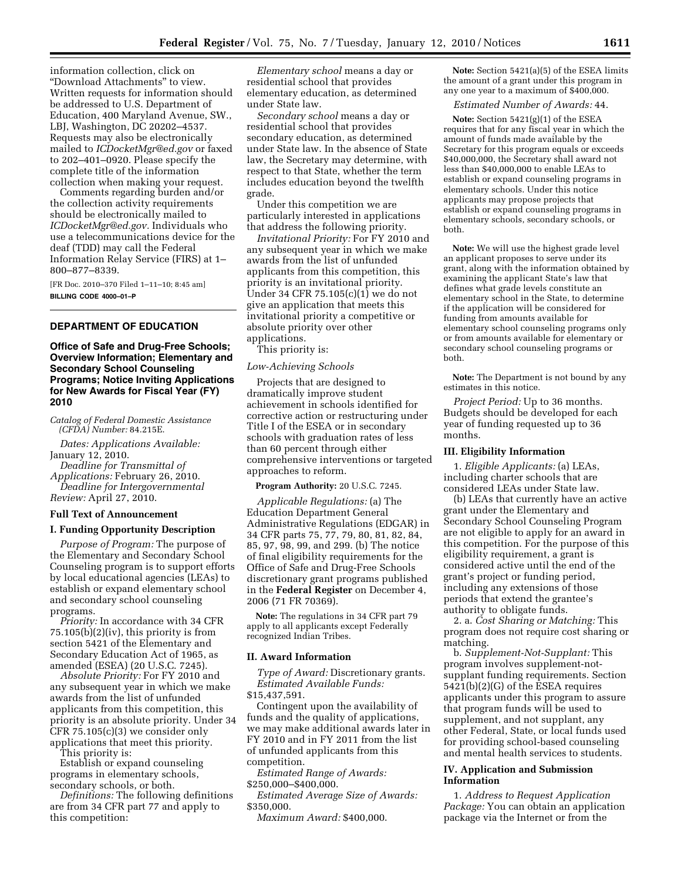information collection, click on "Download Attachments" to view. Written requests for information should be addressed to U.S. Department of Education, 400 Maryland Avenue, SW., LBJ, Washington, DC 20202–4537. Requests may also be electronically mailed to *ICDocketMgr@ed.gov* or faxed to 202–401–0920. Please specify the complete title of the information collection when making your request.

Comments regarding burden and/or the collection activity requirements should be electronically mailed to *ICDocketMgr@ed.gov*. Individuals who use a telecommunications device for the deaf (TDD) may call the Federal Information Relay Service (FIRS) at 1–800–877–8339.

[FR Doc. 2010–370 Filed 1–11–10; 8:45 am]

**BILLING CODE 4000–01–P**

## DEPARTMENT OF EDUCATION

### Office of Safe and Drug-Free Schools; Overview Information; Elementary and Secondary School Counseling Programs; Notice Inviting Applications for New Awards for Fiscal Year (FY) 2010

*Catalog of Federal Domestic Assistance (CFDA) Number:* 84.215E.

*Dates: Applications Available:* January 12, 2010.

*Deadline for Transmittal of Applications:* February 26, 2010.

*Deadline for Intergovernmental Review:* April 27, 2010.

### Full Text of Announcement

### I. Funding Opportunity Description

*Purpose of Program:* The purpose of the Elementary and Secondary School Counseling program is to support efforts by local educational agencies (LEAs) to establish or expand elementary school and secondary school counseling programs.

*Priority:* In accordance with 34 CFR 75.105(b)(2)(iv), this priority is from section 5421 of the Elementary and Secondary Education Act of 1965, as amended (ESEA) (20 U.S.C. 7245).

*Absolute Priority:* For FY 2010 and any subsequent year in which we make awards from the list of unfunded applicants from this competition, this priority is an absolute priority. Under 34 CFR 75.105(c)(3) we consider only applications that meet this priority.

This priority is:

Establish or expand counseling programs in elementary schools, secondary schools, or both.

*Definitions:* The following definitions are from 34 CFR part 77 and apply to this competition:

*Elementary school* means a day or residential school that provides elementary education, as determined under State law.

*Secondary school* means a day or residential school that provides secondary education, as determined under State law. In the absence of State law, the Secretary may determine, with respect to that State, whether the term includes education beyond the twelfth grade.

Under this competition we are particularly interested in applications that address the following priority.

*Invitational Priority:* For FY 2010 and any subsequent year in which we make awards from the list of unfunded applicants from this competition, this priority is an invitational priority. Under 34 CFR 75.105(c)(1) we do not give an application that meets this invitational priority a competitive or absolute priority over other applications.

This priority is:

*Low-Achieving Schools*

Projects that are designed to dramatically improve student achievement in schools identified for corrective action or restructuring under Title I of the ESEA or in secondary schools with graduation rates of less than 60 percent through either comprehensive interventions or targeted approaches to reform.

**Program Authority:** 20 U.S.C. 7245.

*Applicable Regulations:* (a) The Education Department General Administrative Regulations (EDGAR) in 34 CFR parts 75, 77, 79, 80, 81, 82, 84, 85, 97, 98, 99, and 299. (b) The notice of final eligibility requirements for the Office of Safe and Drug-Free Schools discretionary grant programs published in the **Federal Register** on December 4, 2006 (71 FR 70369).

**Note:** The regulations in 34 CFR part 79 apply to all applicants except Federally recognized Indian Tribes.

### II. Award Information

*Type of Award:* Discretionary grants.

*Estimated Available Funds:* $15,437,591.

Contingent upon the availability of funds and the quality of applications, we may make additional awards later in FY 2010 and in FY 2011 from the list of unfunded applicants from this competition.

*Estimated Range of Awards:* $250,000–$400,000.

*Estimated Average Size of Awards:* $350,000.

*Maximum Award:* $400,000.

**Note:** Section 5421(a)(5) of the ESEA limits the amount of a grant under this program in any one year to a maximum of $400,000.

*Estimated Number of Awards:* 44.

**Note:** Section 5421(g)(1) of the ESEA requires that for any fiscal year in which the amount of funds made available by the Secretary for this program equals or exceeds $40,000,000, the Secretary shall award not less than $40,000,000 to enable LEAs to establish or expand counseling programs in elementary schools. Under this notice applicants may propose projects that establish or expand counseling programs in elementary schools, secondary schools, or both.

**Note:** We will use the highest grade level an applicant proposes to serve under its grant, along with the information obtained by examining the applicant State's law that defines what grade levels constitute an elementary school in the State, to determine if the application will be considered for funding from amounts available for elementary school counseling programs only or from amounts available for elementary or secondary school counseling programs or both.

**Note:** The Department is not bound by any estimates in this notice.

*Project Period:* Up to 36 months. Budgets should be developed for each year of funding requested up to 36 months.

### III. Eligibility Information

1. *Eligible Applicants:* (a) LEAs, including charter schools that are considered LEAs under State law.

(b) LEAs that currently have an active grant under the Elementary and Secondary School Counseling Program are not eligible to apply for an award in this competition. For the purpose of this eligibility requirement, a grant is considered active until the end of the grant's project or funding period, including any extensions of those periods that extend the grantee's authority to obligate funds.

2. a. *Cost Sharing or Matching:* This program does not require cost sharing or matching.

b. *Supplement-Not-Supplant:* This program involves supplement-not-supplant funding requirements. Section 5421(b)(2)(G) of the ESEA requires applicants under this program to assure that program funds will be used to supplement, and not supplant, any other Federal, State, or local funds used for providing school-based counseling and mental health services to students.

### IV. Application and Submission Information

1. *Address to Request Application Package:* You can obtain an application package via the Internet or from the